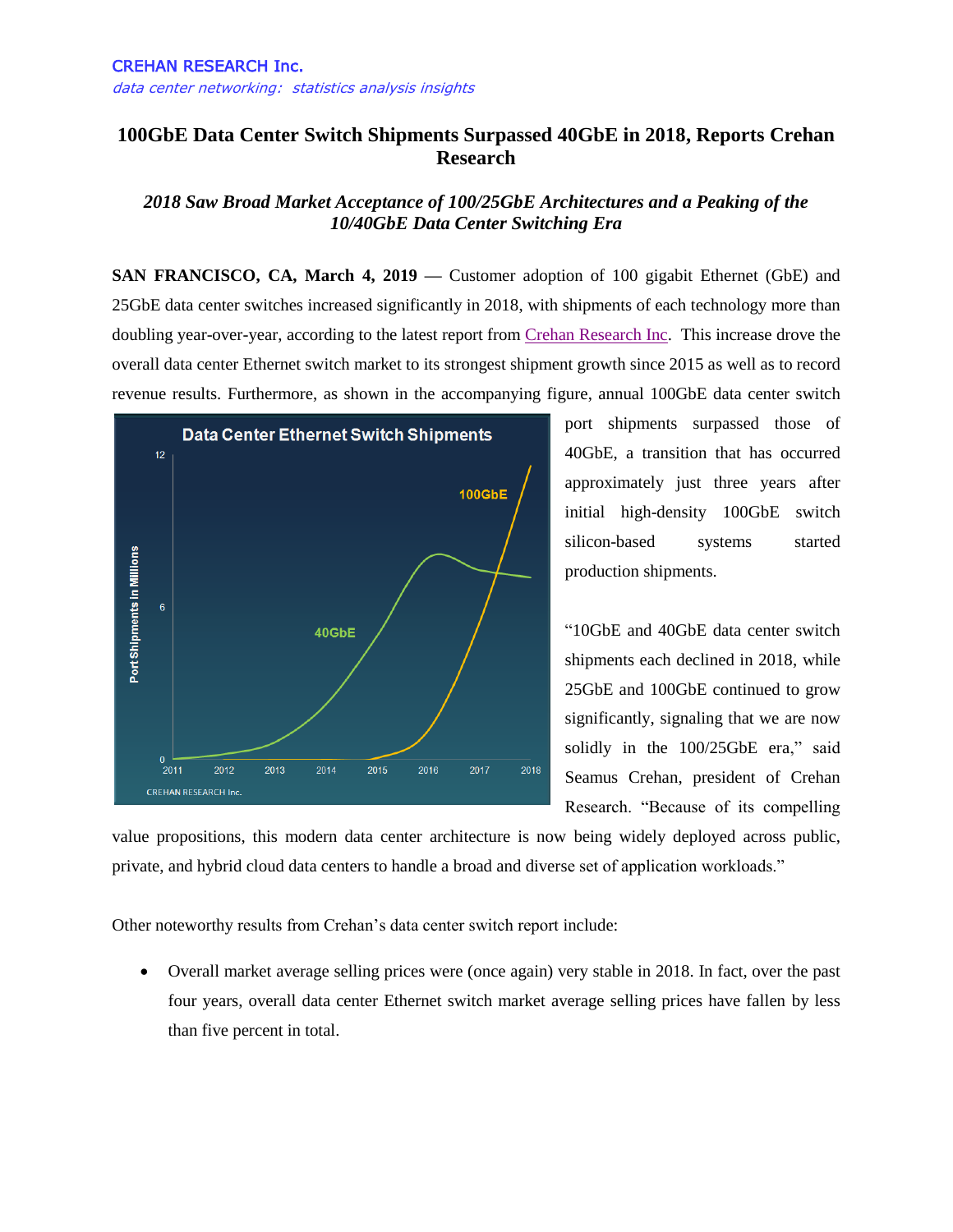CREHAN RESEARCH Inc.

*data center networking: statistics analysis insights*

# 100GbE Data Center Switch Shipments Surpassed 40GbE in 2018, Reports Crehan Research

## *2018 Saw Broad Market Acceptance of 100/25GbE Architectures and a Peaking of the 10/40GbE Data Center Switching Era*

**SAN FRANCISCO, CA, March 4, 2019** — Customer adoption of 100 gigabit Ethernet (GbE) and 25GbE data center switches increased significantly in 2018, with shipments of each technology more than doubling year-over-year, according to the latest report from Crehan Research Inc. This increase drove the overall data center Ethernet switch market to its strongest shipment growth since 2015 as well as to record revenue results. Furthermore, as shown in the accompanying figure, annual 100GbE data center switch port shipments surpassed those of 40GbE, a transition that has occurred approximately just three years after initial high-density 100GbE switch silicon-based systems started production shipments.

"10GbE and 40GbE data center switch shipments each declined in 2018, while 25GbE and 100GbE continued to grow significantly, signaling that we are now solidly in the 100/25GbE era," said Seamus Crehan, president of Crehan Research. "Because of its compelling value propositions, this modern data center architecture is now being widely deployed across public, private, and hybrid cloud data centers to handle a broad and diverse set of application workloads."

Other noteworthy results from Crehan's data center switch report include:

- Overall market average selling prices were (once again) very stable in 2018. In fact, over the past four years, overall data center Ethernet switch market average selling prices have fallen by less than five percent in total.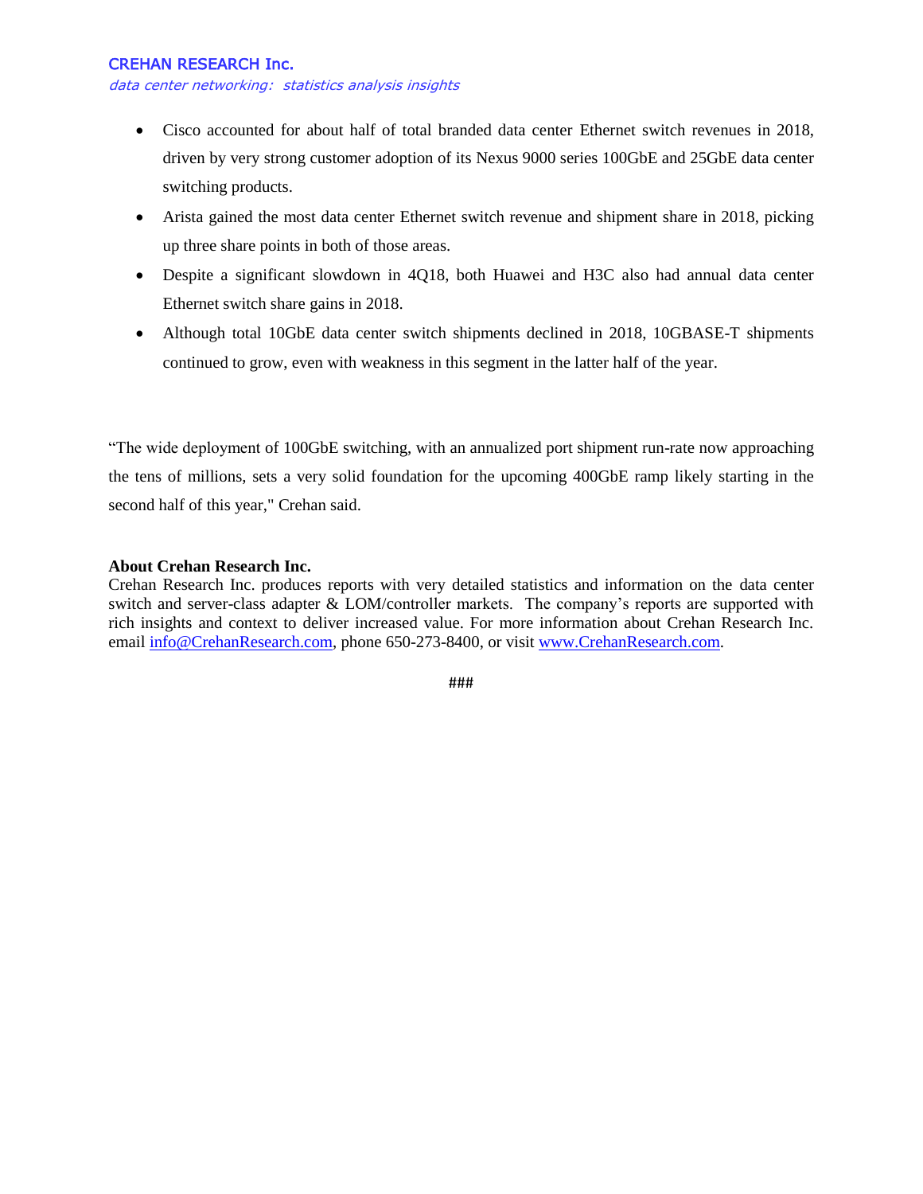- Cisco accounted for about half of total branded data center Ethernet switch revenues in 2018, driven by very strong customer adoption of its Nexus 9000 series 100GbE and 25GbE data center switching products.
- Arista gained the most data center Ethernet switch revenue and shipment share in 2018, picking up three share points in both of those areas.
- Despite a significant slowdown in 4Q18, both Huawei and H3C also had annual data center Ethernet switch share gains in 2018.
- Although total 10GbE data center switch shipments declined in 2018, 10GBASE-T shipments continued to grow, even with weakness in this segment in the latter half of the year.

"The wide deployment of 100GbE switching, with an annualized port shipment run-rate now approaching the tens of millions, sets a very solid foundation for the upcoming 400GbE ramp likely starting in the second half of this year," Crehan said.

**About Crehan Research Inc.**
Crehan Research Inc. produces reports with very detailed statistics and information on the data center switch and server-class adapter & LOM/controller markets. The company's reports are supported with rich insights and context to deliver increased value. For more information about Crehan Research Inc. email info@CrehanResearch.com, phone 650-273-8400, or visit www.CrehanResearch.com.

###